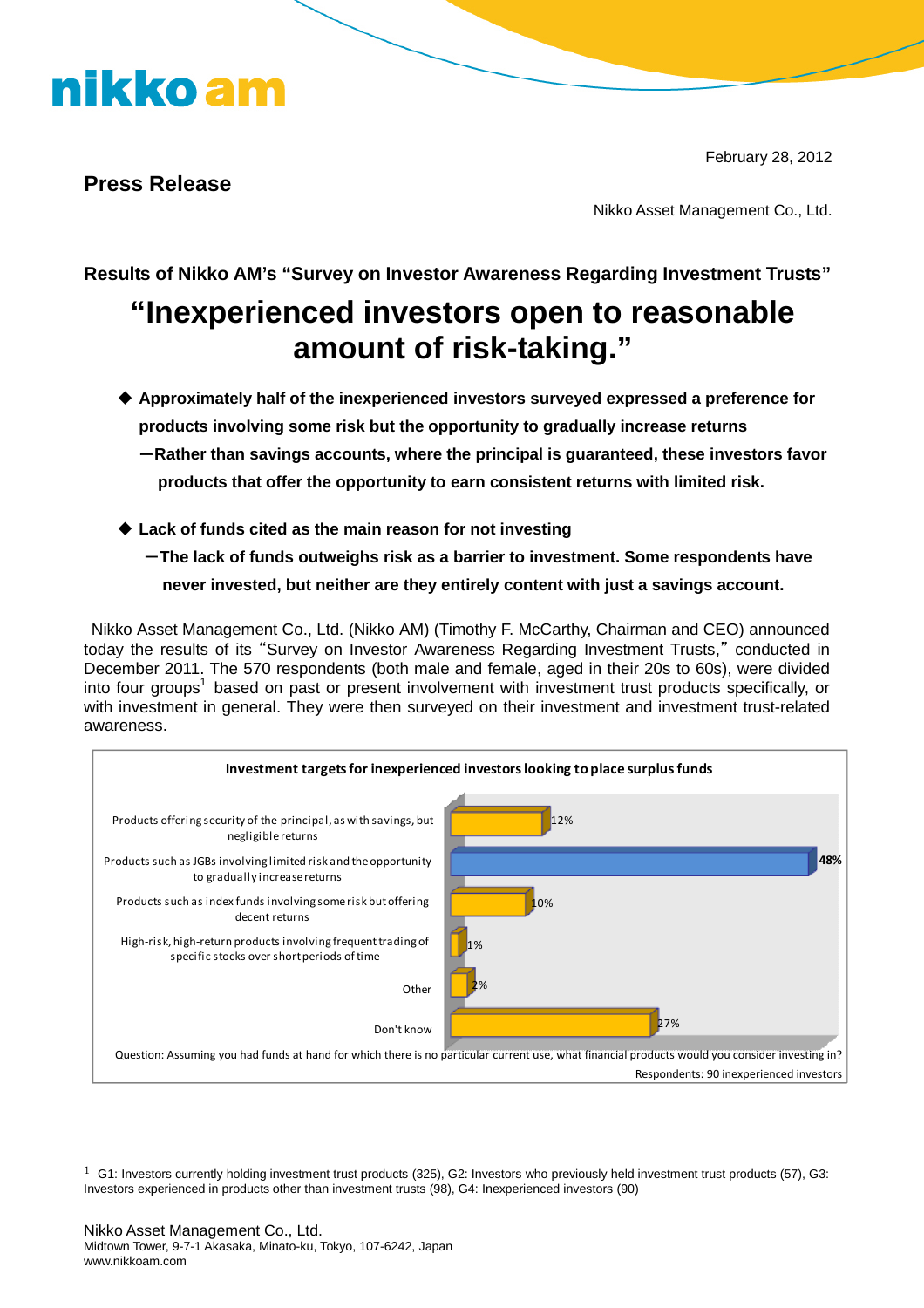nikko am

February 28, 2012

**Press Release**

Nikko Asset Management Co., Ltd.

**Results of Nikko AM's "Survey on Investor Awareness Regarding Investment Trusts"**

# "Inexperienced investors open to reasonable amount of risk-taking."

- **Approximately half of the inexperienced investors surveyed expressed a preference for products involving some risk but the opportunity to gradually increase returns**
  **—Rather than savings accounts, where the principal is guaranteed, these investors favor products that offer the opportunity to earn consistent returns with limited risk.**

- **Lack of funds cited as the main reason for not investing**
  **—The lack of funds outweighs risk as a barrier to investment. Some respondents have never invested, but neither are they entirely content with just a savings account.**

Nikko Asset Management Co., Ltd. (Nikko AM) (Timothy F. McCarthy, Chairman and CEO) announced today the results of its "Survey on Investor Awareness Regarding Investment Trusts," conducted in December 2011. The 570 respondents (both male and female, aged in their 20s to 60s), were divided into four groups[1] based on past or present involvement with investment trust products specifically, or with investment in general. They were then surveyed on their investment and investment trust-related awareness.

**Investment targets for inexperienced investors looking to place surplus funds**

| Investment target | % |
|---|---|
| Products offering security of the principal, as with savings, but negligible returns | 12% |
| Products such as JGBs involving limited risk and the opportunity to gradually increase returns | 48% |
| Products such as index funds involving some risk but offering decent returns | 10% |
| High-risk, high-return products involving frequent trading of specific stocks over short periods of time | 1% |
| Other | 2% |
| Don't know | 27% |

Question: Assuming you had funds at hand for which there is no particular current use, what financial products would you consider investing in?

Respondents: 90 inexperienced investors

[1] G1: Investors currently holding investment trust products (325), G2: Investors who previously held investment trust products (57), G3: Investors experienced in products other than investment trusts (98), G4: Inexperienced investors (90)

Nikko Asset Management Co., Ltd.
Midtown Tower, 9-7-1 Akasaka, Minato-ku, Tokyo, 107-6242, Japan
www.nikkoam.com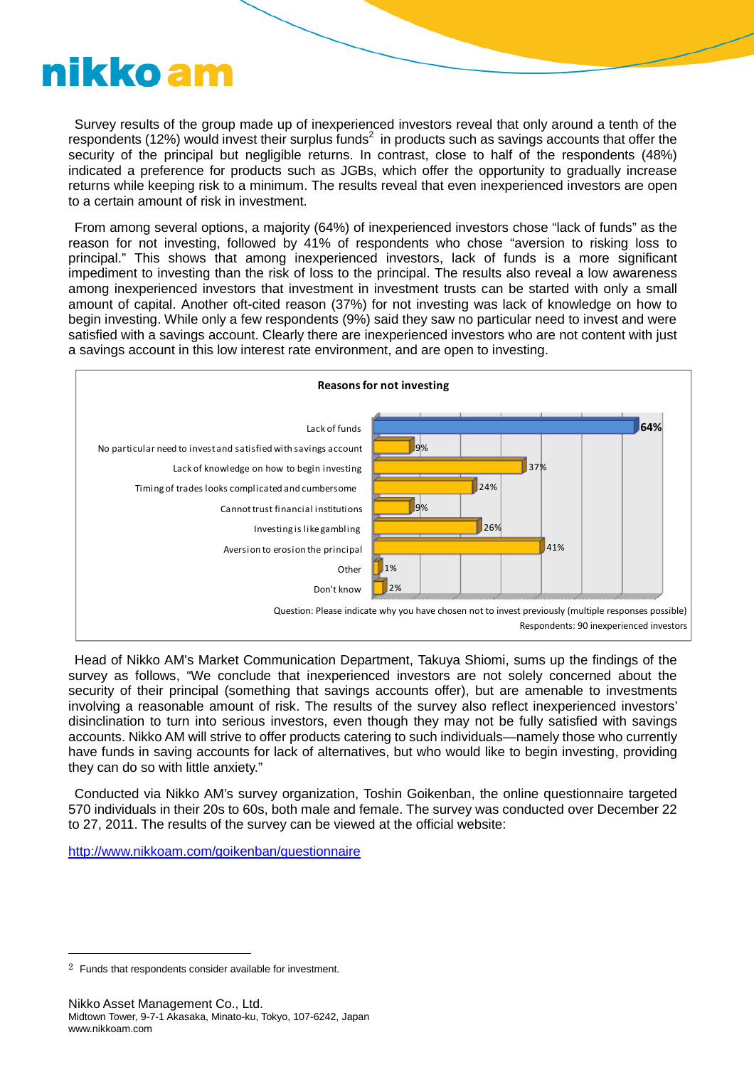Survey results of the group made up of inexperienced investors reveal that only around a tenth of the respondents (12%) would invest their surplus funds[2] in products such as savings accounts that offer the security of the principal but negligible returns. In contrast, close to half of the respondents (48%) indicated a preference for products such as JGBs, which offer the opportunity to gradually increase returns while keeping risk to a minimum. The results reveal that even inexperienced investors are open to a certain amount of risk in investment.

From among several options, a majority (64%) of inexperienced investors chose "lack of funds" as the reason for not investing, followed by 41% of respondents who chose "aversion to risking loss to principal." This shows that among inexperienced investors, lack of funds is a more significant impediment to investing than the risk of loss to the principal. The results also reveal a low awareness among inexperienced investors that investment in investment trusts can be started with only a small amount of capital. Another oft-cited reason (37%) for not investing was lack of knowledge on how to begin investing. While only a few respondents (9%) said they saw no particular need to invest and were satisfied with a savings account. Clearly there are inexperienced investors who are not content with just a savings account in this low interest rate environment, and are open to investing.

**Reasons for not investing**

| Reason | % |
|---|---|
| Lack of funds | 64% |
| No particular need to invest and satisfied with savings account | 9% |
| Lack of knowledge on how to begin investing | 37% |
| Timing of trades looks complicated and cumbersome | 24% |
| Cannot trust financial institutions | 9% |
| Investing is like gambling | 26% |
| Aversion to erosion the principal | 41% |
| Other | 1% |
| Don't know | 2% |

Question: Please indicate why you have chosen not to invest previously (multiple responses possible)

Respondents: 90 inexperienced investors

Head of Nikko AM's Market Communication Department, Takuya Shiomi, sums up the findings of the survey as follows, "We conclude that inexperienced investors are not solely concerned about the security of their principal (something that savings accounts offer), but are amenable to investments involving a reasonable amount of risk. The results of the survey also reflect inexperienced investors' disinclination to turn into serious investors, even though they may not be fully satisfied with savings accounts. Nikko AM will strive to offer products catering to such individuals—namely those who currently have funds in saving accounts for lack of alternatives, but who would like to begin investing, providing they can do so with little anxiety."

Conducted via Nikko AM's survey organization, Toshin Goikenban, the online questionnaire targeted 570 individuals in their 20s to 60s, both male and female. The survey was conducted over December 22 to 27, 2011. The results of the survey can be viewed at the official website:

http://www.nikkoam.com/goikenban/questionnaire

[2] Funds that respondents consider available for investment.

Nikko Asset Management Co., Ltd.
Midtown Tower, 9-7-1 Akasaka, Minato-ku, Tokyo, 107-6242, Japan
www.nikkoam.com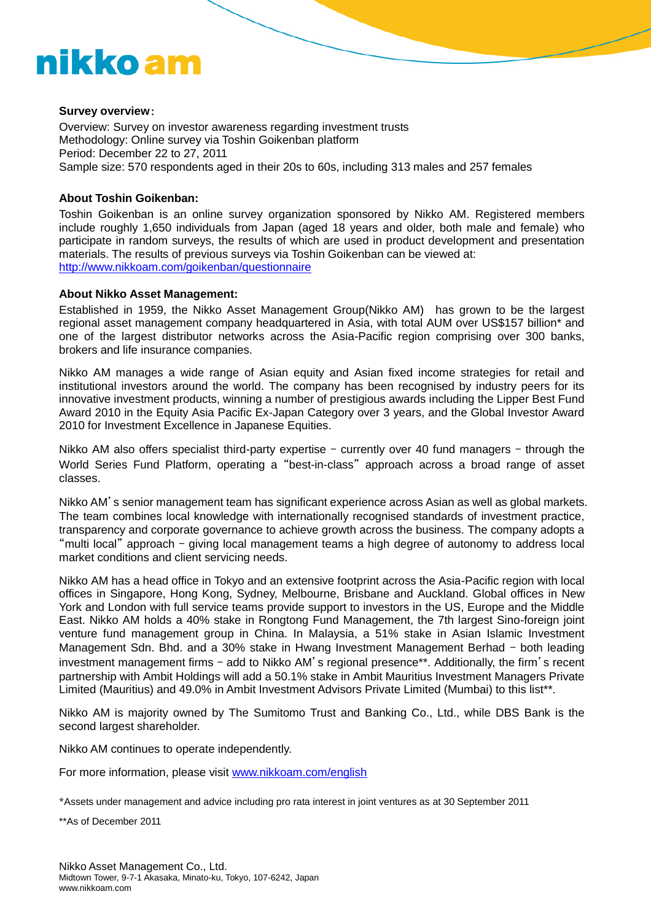**Survey overview：**

Overview: Survey on investor awareness regarding investment trusts
Methodology: Online survey via Toshin Goikenban platform
Period: December 22 to 27, 2011
Sample size: 570 respondents aged in their 20s to 60s, including 313 males and 257 females

**About Toshin Goikenban:**

Toshin Goikenban is an online survey organization sponsored by Nikko AM. Registered members include roughly 1,650 individuals from Japan (aged 18 years and older, both male and female) who participate in random surveys, the results of which are used in product development and presentation materials. The results of previous surveys via Toshin Goikenban can be viewed at:
http://www.nikkoam.com/goikenban/questionnaire

**About Nikko Asset Management:**

Established in 1959, the Nikko Asset Management Group(Nikko AM) has grown to be the largest regional asset management company headquartered in Asia, with total AUM over US$157 billion* and one of the largest distributor networks across the Asia-Pacific region comprising over 300 banks, brokers and life insurance companies.

Nikko AM manages a wide range of Asian equity and Asian fixed income strategies for retail and institutional investors around the world. The company has been recognised by industry peers for its innovative investment products, winning a number of prestigious awards including the Lipper Best Fund Award 2010 in the Equity Asia Pacific Ex-Japan Category over 3 years, and the Global Investor Award 2010 for Investment Excellence in Japanese Equities.

Nikko AM also offers specialist third-party expertise – currently over 40 fund managers – through the World Series Fund Platform, operating a "best-in-class" approach across a broad range of asset classes.

Nikko AM's senior management team has significant experience across Asian as well as global markets. The team combines local knowledge with internationally recognised standards of investment practice, transparency and corporate governance to achieve growth across the business. The company adopts a "multi local" approach – giving local management teams a high degree of autonomy to address local market conditions and client servicing needs.

Nikko AM has a head office in Tokyo and an extensive footprint across the Asia-Pacific region with local offices in Singapore, Hong Kong, Sydney, Melbourne, Brisbane and Auckland. Global offices in New York and London with full service teams provide support to investors in the US, Europe and the Middle East. Nikko AM holds a 40% stake in Rongtong Fund Management, the 7th largest Sino-foreign joint venture fund management group in China. In Malaysia, a 51% stake in Asian Islamic Investment Management Sdn. Bhd. and a 30% stake in Hwang Investment Management Berhad – both leading investment management firms – add to Nikko AM's regional presence**. Additionally, the firm's recent partnership with Ambit Holdings will add a 50.1% stake in Ambit Mauritius Investment Managers Private Limited (Mauritius) and 49.0% in Ambit Investment Advisors Private Limited (Mumbai) to this list**.

Nikko AM is majority owned by The Sumitomo Trust and Banking Co., Ltd., while DBS Bank is the second largest shareholder.

Nikko AM continues to operate independently.

For more information, please visit www.nikkoam.com/english

*Assets under management and advice including pro rata interest in joint ventures as at 30 September 2011

**As of December 2011

Nikko Asset Management Co., Ltd.
Midtown Tower, 9-7-1 Akasaka, Minato-ku, Tokyo, 107-6242, Japan
www.nikkoam.com